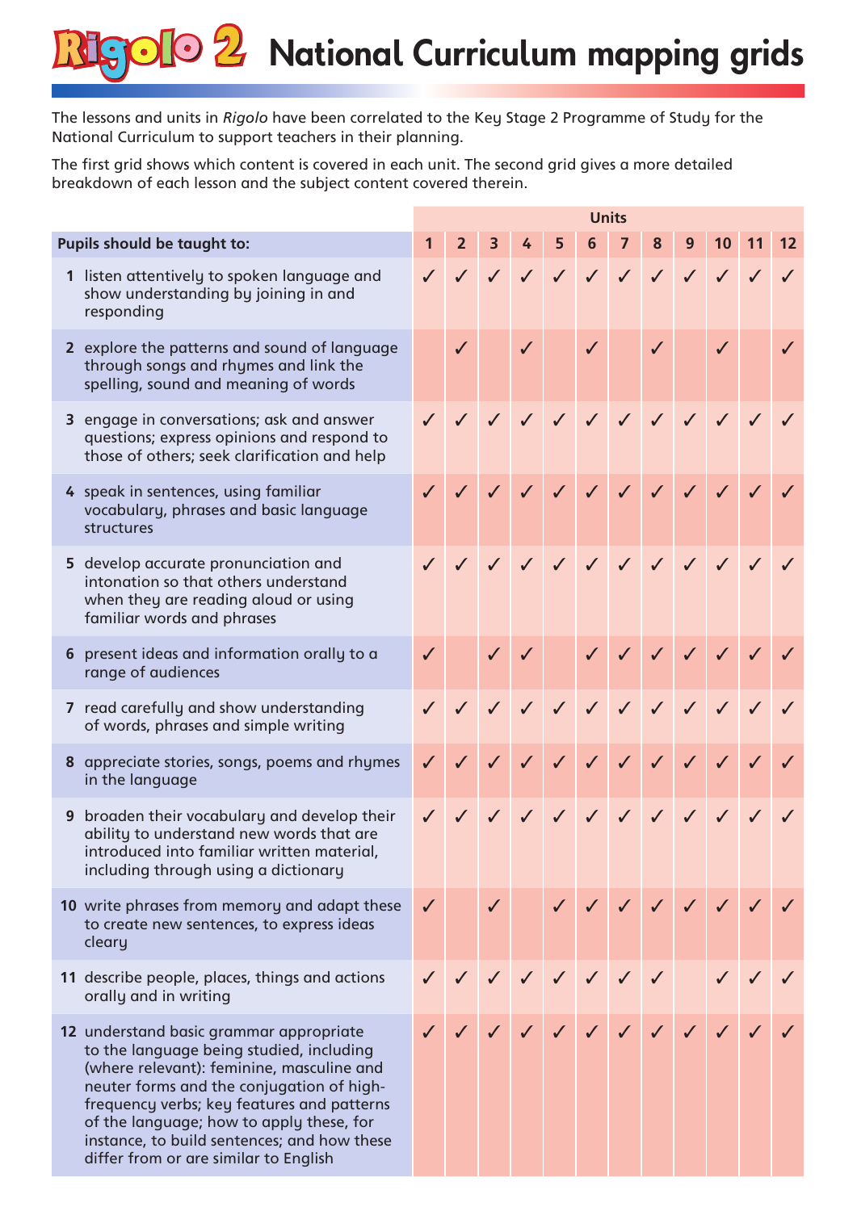# Rigolo 2 National Curriculum mapping grids

The lessons and units in *Rigolo* have been correlated to the Key Stage 2 Programme of Study for the National Curriculum to support teachers in their planning.

The first grid shows which content is covered in each unit. The second grid gives a more detailed breakdown of each lesson and the subject content covered therein.

| | Units | | | | | | | | | | | |
|---|---|---|---|---|---|---|---|---|---|---|---|---|
| **Pupils should be taught to:** | **1** | **2** | **3** | **4** | **5** | **6** | **7** | **8** | **9** | **10** | **11** | **12** |
| **1** listen attentively to spoken language and show understanding by joining in and responding | ✓ | ✓ | ✓ | ✓ | ✓ | ✓ | ✓ | ✓ | ✓ | ✓ | ✓ | ✓ |
| **2** explore the patterns and sound of language through songs and rhymes and link the spelling, sound and meaning of words | | ✓ | | ✓ | | ✓ | | ✓ | | ✓ | | ✓ |
| **3** engage in conversations; ask and answer questions; express opinions and respond to those of others; seek clarification and help | ✓ | ✓ | ✓ | ✓ | ✓ | ✓ | ✓ | ✓ | ✓ | ✓ | ✓ | ✓ |
| **4** speak in sentences, using familiar vocabulary, phrases and basic language structures | ✓ | ✓ | ✓ | ✓ | ✓ | ✓ | ✓ | ✓ | ✓ | ✓ | ✓ | ✓ |
| **5** develop accurate pronunciation and intonation so that others understand when they are reading aloud or using familiar words and phrases | ✓ | ✓ | ✓ | ✓ | ✓ | ✓ | ✓ | ✓ | ✓ | ✓ | ✓ | ✓ |
| **6** present ideas and information orally to a range of audiences | ✓ | | ✓ | ✓ | | ✓ | ✓ | ✓ | ✓ | ✓ | ✓ | ✓ |
| **7** read carefully and show understanding of words, phrases and simple writing | ✓ | ✓ | ✓ | ✓ | ✓ | ✓ | ✓ | ✓ | ✓ | ✓ | ✓ | ✓ |
| **8** appreciate stories, songs, poems and rhymes in the language | ✓ | ✓ | ✓ | ✓ | ✓ | ✓ | ✓ | ✓ | ✓ | ✓ | ✓ | ✓ |
| **9** broaden their vocabulary and develop their ability to understand new words that are introduced into familiar written material, including through using a dictionary | ✓ | ✓ | ✓ | ✓ | ✓ | ✓ | ✓ | ✓ | ✓ | ✓ | ✓ | ✓ |
| **10** write phrases from memory and adapt these to create new sentences, to express ideas cleary | ✓ | | ✓ | | ✓ | ✓ | ✓ | ✓ | ✓ | ✓ | ✓ | ✓ |
| **11** describe people, places, things and actions orally and in writing | ✓ | ✓ | ✓ | ✓ | ✓ | ✓ | ✓ | ✓ | | ✓ | ✓ | ✓ |
| **12** understand basic grammar appropriate to the language being studied, including (where relevant): feminine, masculine and neuter forms and the conjugation of high-frequency verbs; key features and patterns of the language; how to apply these, for instance, to build sentences; and how these differ from or are similar to English | ✓ | ✓ | ✓ | ✓ | ✓ | ✓ | ✓ | ✓ | ✓ | ✓ | ✓ | ✓ |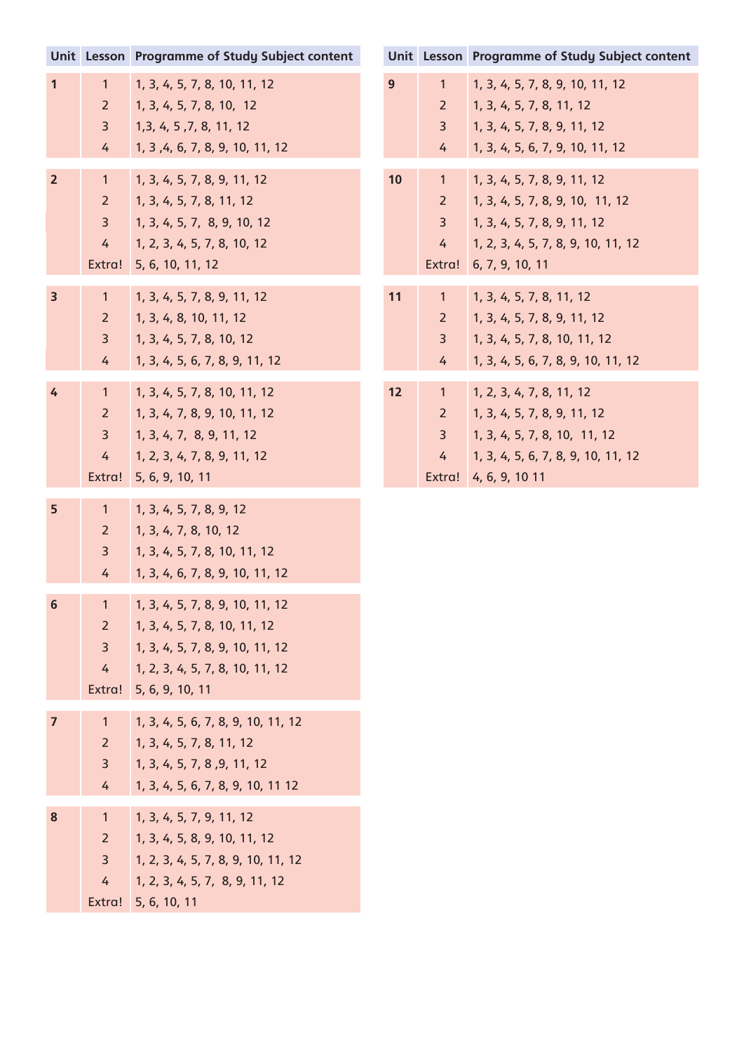| Unit | Lesson | Programme of Study Subject content |
|---|---|---|
| 1 | 1 | 1, 3, 4, 5, 7, 8, 10, 11, 12 |
| | 2 | 1, 3, 4, 5, 7, 8, 10, 12 |
| | 3 | 1,3, 4, 5 ,7, 8, 11, 12 |
| | 4 | 1, 3 ,4, 6, 7, 8, 9, 10, 11, 12 |
| 2 | 1 | 1, 3, 4, 5, 7, 8, 9, 11, 12 |
| | 2 | 1, 3, 4, 5, 7, 8, 11, 12 |
| | 3 | 1, 3, 4, 5, 7, 8, 9, 10, 12 |
| | 4 | 1, 2, 3, 4, 5, 7, 8, 10, 12 |
| | Extra! | 5, 6, 10, 11, 12 |
| 3 | 1 | 1, 3, 4, 5, 7, 8, 9, 11, 12 |
| | 2 | 1, 3, 4, 8, 10, 11, 12 |
| | 3 | 1, 3, 4, 5, 7, 8, 10, 12 |
| | 4 | 1, 3, 4, 5, 6, 7, 8, 9, 11, 12 |
| 4 | 1 | 1, 3, 4, 5, 7, 8, 10, 11, 12 |
| | 2 | 1, 3, 4, 7, 8, 9, 10, 11, 12 |
| | 3 | 1, 3, 4, 7, 8, 9, 11, 12 |
| | 4 | 1, 2, 3, 4, 7, 8, 9, 11, 12 |
| | Extra! | 5, 6, 9, 10, 11 |
| 5 | 1 | 1, 3, 4, 5, 7, 8, 9, 12 |
| | 2 | 1, 3, 4, 7, 8, 10, 12 |
| | 3 | 1, 3, 4, 5, 7, 8, 10, 11, 12 |
| | 4 | 1, 3, 4, 6, 7, 8, 9, 10, 11, 12 |
| 6 | 1 | 1, 3, 4, 5, 7, 8, 9, 10, 11, 12 |
| | 2 | 1, 3, 4, 5, 7, 8, 10, 11, 12 |
| | 3 | 1, 3, 4, 5, 7, 8, 9, 10, 11, 12 |
| | 4 | 1, 2, 3, 4, 5, 7, 8, 10, 11, 12 |
| | Extra! | 5, 6, 9, 10, 11 |
| 7 | 1 | 1, 3, 4, 5, 6, 7, 8, 9, 10, 11, 12 |
| | 2 | 1, 3, 4, 5, 7, 8, 11, 12 |
| | 3 | 1, 3, 4, 5, 7, 8 ,9, 11, 12 |
| | 4 | 1, 3, 4, 5, 6, 7, 8, 9, 10, 11 12 |
| 8 | 1 | 1, 3, 4, 5, 7, 9, 11, 12 |
| | 2 | 1, 3, 4, 5, 8, 9, 10, 11, 12 |
| | 3 | 1, 2, 3, 4, 5, 7, 8, 9, 10, 11, 12 |
| | 4 | 1, 2, 3, 4, 5, 7, 8, 9, 11, 12 |
| | Extra! | 5, 6, 10, 11 |
| 9 | 1 | 1, 3, 4, 5, 7, 8, 9, 10, 11, 12 |
| | 2 | 1, 3, 4, 5, 7, 8, 11, 12 |
| | 3 | 1, 3, 4, 5, 7, 8, 9, 11, 12 |
| | 4 | 1, 3, 4, 5, 6, 7, 9, 10, 11, 12 |
| 10 | 1 | 1, 3, 4, 5, 7, 8, 9, 11, 12 |
| | 2 | 1, 3, 4, 5, 7, 8, 9, 10, 11, 12 |
| | 3 | 1, 3, 4, 5, 7, 8, 9, 11, 12 |
| | 4 | 1, 2, 3, 4, 5, 7, 8, 9, 10, 11, 12 |
| | Extra! | 6, 7, 9, 10, 11 |
| 11 | 1 | 1, 3, 4, 5, 7, 8, 11, 12 |
| | 2 | 1, 3, 4, 5, 7, 8, 9, 11, 12 |
| | 3 | 1, 3, 4, 5, 7, 8, 10, 11, 12 |
| | 4 | 1, 3, 4, 5, 6, 7, 8, 9, 10, 11, 12 |
| 12 | 1 | 1, 2, 3, 4, 7, 8, 11, 12 |
| | 2 | 1, 3, 4, 5, 7, 8, 9, 11, 12 |
| | 3 | 1, 3, 4, 5, 7, 8, 10, 11, 12 |
| | 4 | 1, 3, 4, 5, 6, 7, 8, 9, 10, 11, 12 |
| | Extra! | 4, 6, 9, 10 11 |